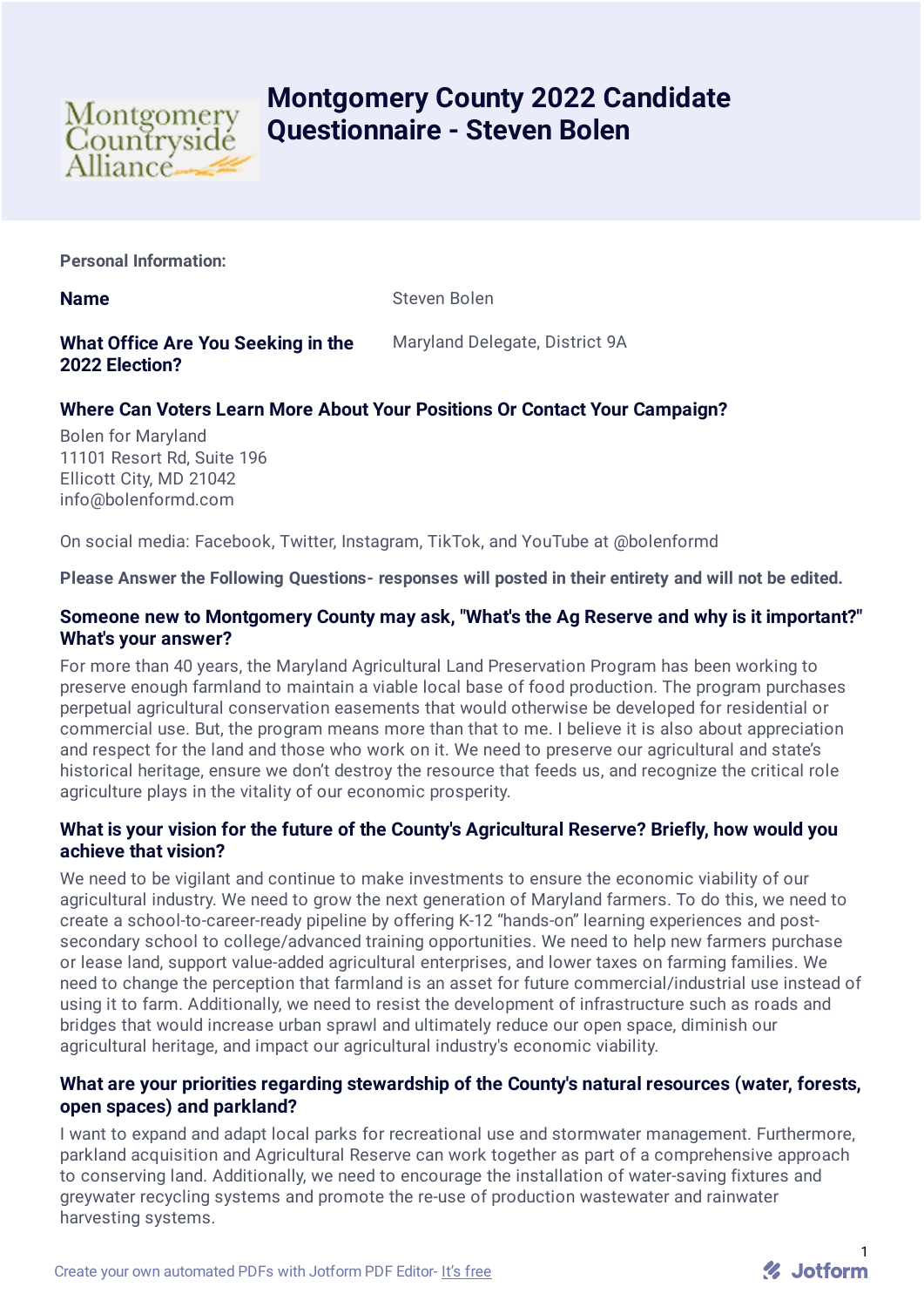# Montgomery County 2022 Candidate Questionnaire - Steven Bolen

**Personal Information:**

**Name**

Steven Bolen

**What Office Are You Seeking in the 2022 Election?**

Maryland Delegate, District 9A

### Where Can Voters Learn More About Your Positions Or Contact Your Campaign?

Bolen for Maryland
11101 Resort Rd, Suite 196
Ellicott City, MD 21042
info@bolenformd.com

On social media: Facebook, Twitter, Instagram, TikTok, and YouTube at @bolenformd

**Please Answer the Following Questions- responses will posted in their entirety and will not be edited.**

### Someone new to Montgomery County may ask, "What's the Ag Reserve and why is it important?" What's your answer?

For more than 40 years, the Maryland Agricultural Land Preservation Program has been working to preserve enough farmland to maintain a viable local base of food production. The program purchases perpetual agricultural conservation easements that would otherwise be developed for residential or commercial use. But, the program means more than that to me. I believe it is also about appreciation and respect for the land and those who work on it. We need to preserve our agricultural and state's historical heritage, ensure we don't destroy the resource that feeds us, and recognize the critical role agriculture plays in the vitality of our economic prosperity.

### What is your vision for the future of the County's Agricultural Reserve? Briefly, how would you achieve that vision?

We need to be vigilant and continue to make investments to ensure the economic viability of our agricultural industry. We need to grow the next generation of Maryland farmers. To do this, we need to create a school-to-career-ready pipeline by offering K-12 "hands-on" learning experiences and post-secondary school to college/advanced training opportunities. We need to help new farmers purchase or lease land, support value-added agricultural enterprises, and lower taxes on farming families. We need to change the perception that farmland is an asset for future commercial/industrial use instead of using it to farm. Additionally, we need to resist the development of infrastructure such as roads and bridges that would increase urban sprawl and ultimately reduce our open space, diminish our agricultural heritage, and impact our agricultural industry's economic viability.

### What are your priorities regarding stewardship of the County's natural resources (water, forests, open spaces) and parkland?

I want to expand and adapt local parks for recreational use and stormwater management. Furthermore, parkland acquisition and Agricultural Reserve can work together as part of a comprehensive approach to conserving land. Additionally, we need to encourage the installation of water-saving fixtures and greywater recycling systems and promote the re-use of production wastewater and rainwater harvesting systems.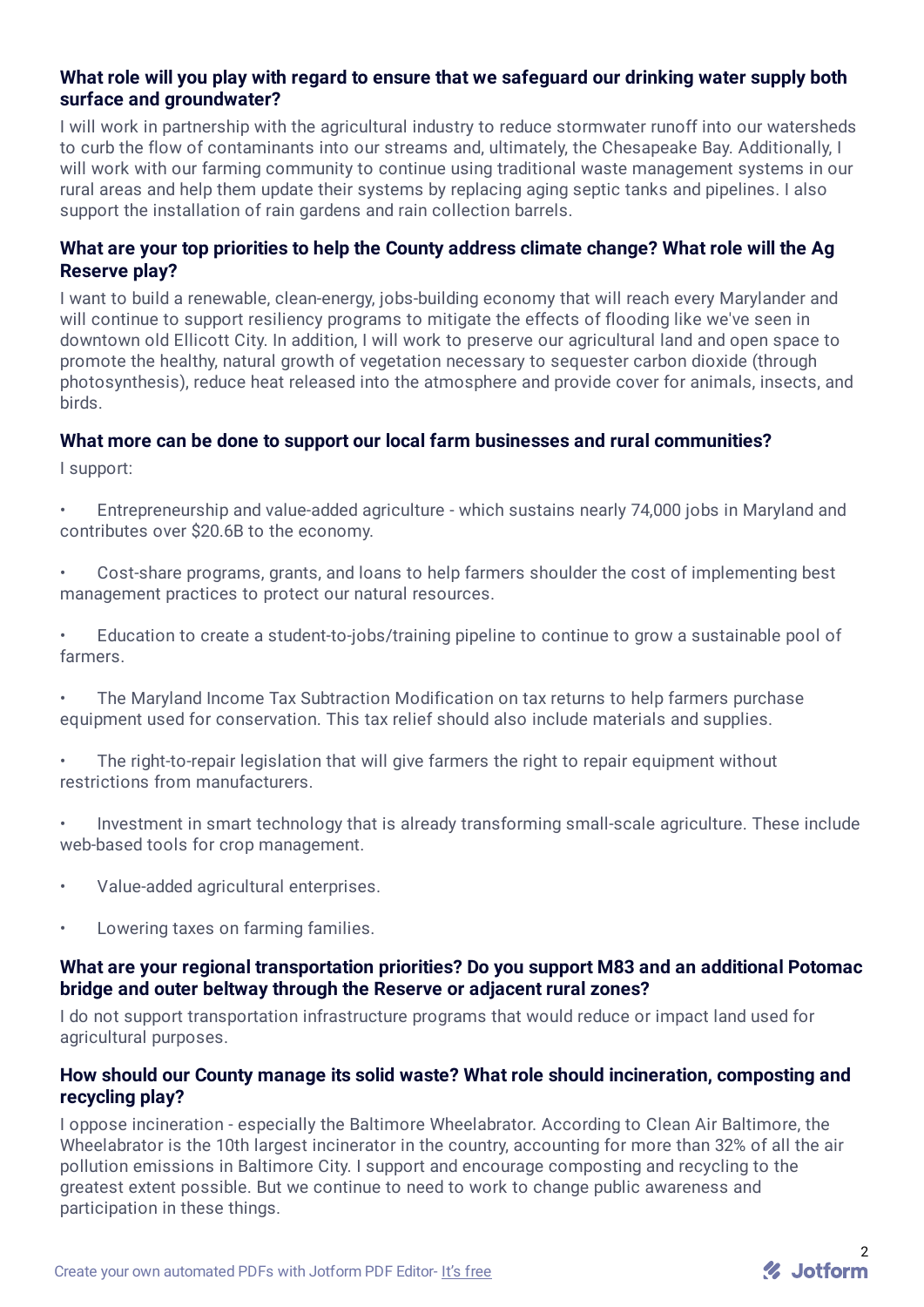### What role will you play with regard to ensure that we safeguard our drinking water supply both surface and groundwater?

I will work in partnership with the agricultural industry to reduce stormwater runoff into our watersheds to curb the flow of contaminants into our streams and, ultimately, the Chesapeake Bay. Additionally, I will work with our farming community to continue using traditional waste management systems in our rural areas and help them update their systems by replacing aging septic tanks and pipelines. I also support the installation of rain gardens and rain collection barrels.

### What are your top priorities to help the County address climate change? What role will the Ag Reserve play?

I want to build a renewable, clean-energy, jobs-building economy that will reach every Marylander and will continue to support resiliency programs to mitigate the effects of flooding like we've seen in downtown old Ellicott City. In addition, I will work to preserve our agricultural land and open space to promote the healthy, natural growth of vegetation necessary to sequester carbon dioxide (through photosynthesis), reduce heat released into the atmosphere and provide cover for animals, insects, and birds.

### What more can be done to support our local farm businesses and rural communities?

I support:

- Entrepreneurship and value-added agriculture - which sustains nearly 74,000 jobs in Maryland and contributes over $20.6B to the economy.
- Cost-share programs, grants, and loans to help farmers shoulder the cost of implementing best management practices to protect our natural resources.
- Education to create a student-to-jobs/training pipeline to continue to grow a sustainable pool of farmers.
- The Maryland Income Tax Subtraction Modification on tax returns to help farmers purchase equipment used for conservation. This tax relief should also include materials and supplies.
- The right-to-repair legislation that will give farmers the right to repair equipment without restrictions from manufacturers.
- Investment in smart technology that is already transforming small-scale agriculture. These include web-based tools for crop management.
- Value-added agricultural enterprises.
- Lowering taxes on farming families.

### What are your regional transportation priorities? Do you support M83 and an additional Potomac bridge and outer beltway through the Reserve or adjacent rural zones?

I do not support transportation infrastructure programs that would reduce or impact land used for agricultural purposes.

### How should our County manage its solid waste? What role should incineration, composting and recycling play?

I oppose incineration - especially the Baltimore Wheelabrator. According to Clean Air Baltimore, the Wheelabrator is the 10th largest incinerator in the country, accounting for more than 32% of all the air pollution emissions in Baltimore City. I support and encourage composting and recycling to the greatest extent possible. But we continue to need to work to change public awareness and participation in these things.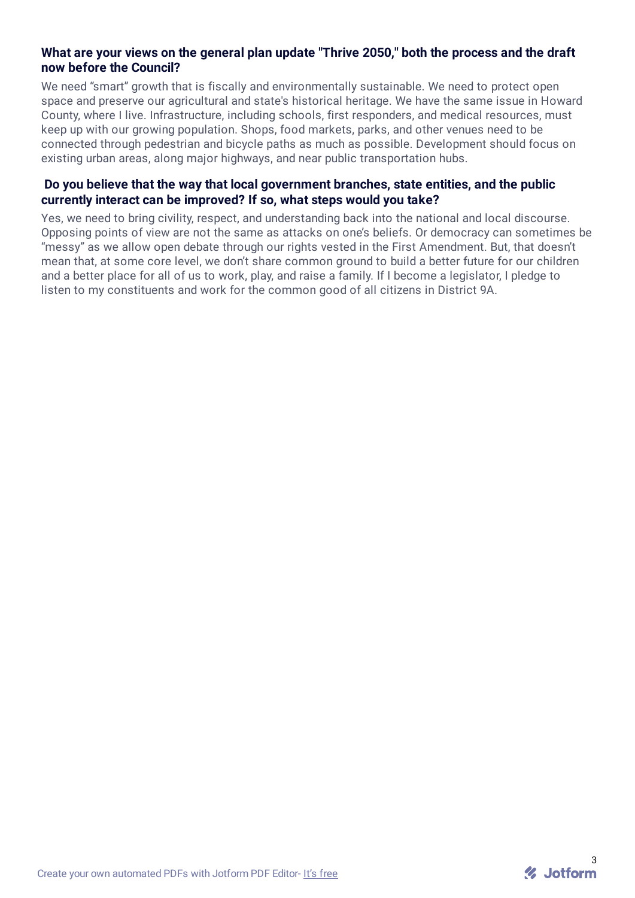**What are your views on the general plan update "Thrive 2050," both the process and the draft now before the Council?**

We need “smart” growth that is fiscally and environmentally sustainable. We need to protect open space and preserve our agricultural and state's historical heritage. We have the same issue in Howard County, where I live. Infrastructure, including schools, first responders, and medical resources, must keep up with our growing population. Shops, food markets, parks, and other venues need to be connected through pedestrian and bicycle paths as much as possible. Development should focus on existing urban areas, along major highways, and near public transportation hubs.

**Do you believe that the way that local government branches, state entities, and the public currently interact can be improved? If so, what steps would you take?**

Yes, we need to bring civility, respect, and understanding back into the national and local discourse. Opposing points of view are not the same as attacks on one’s beliefs. Or democracy can sometimes be “messy” as we allow open debate through our rights vested in the First Amendment. But, that doesn’t mean that, at some core level, we don’t share common ground to build a better future for our children and a better place for all of us to work, play, and raise a family. If I become a legislator, I pledge to listen to my constituents and work for the common good of all citizens in District 9A.